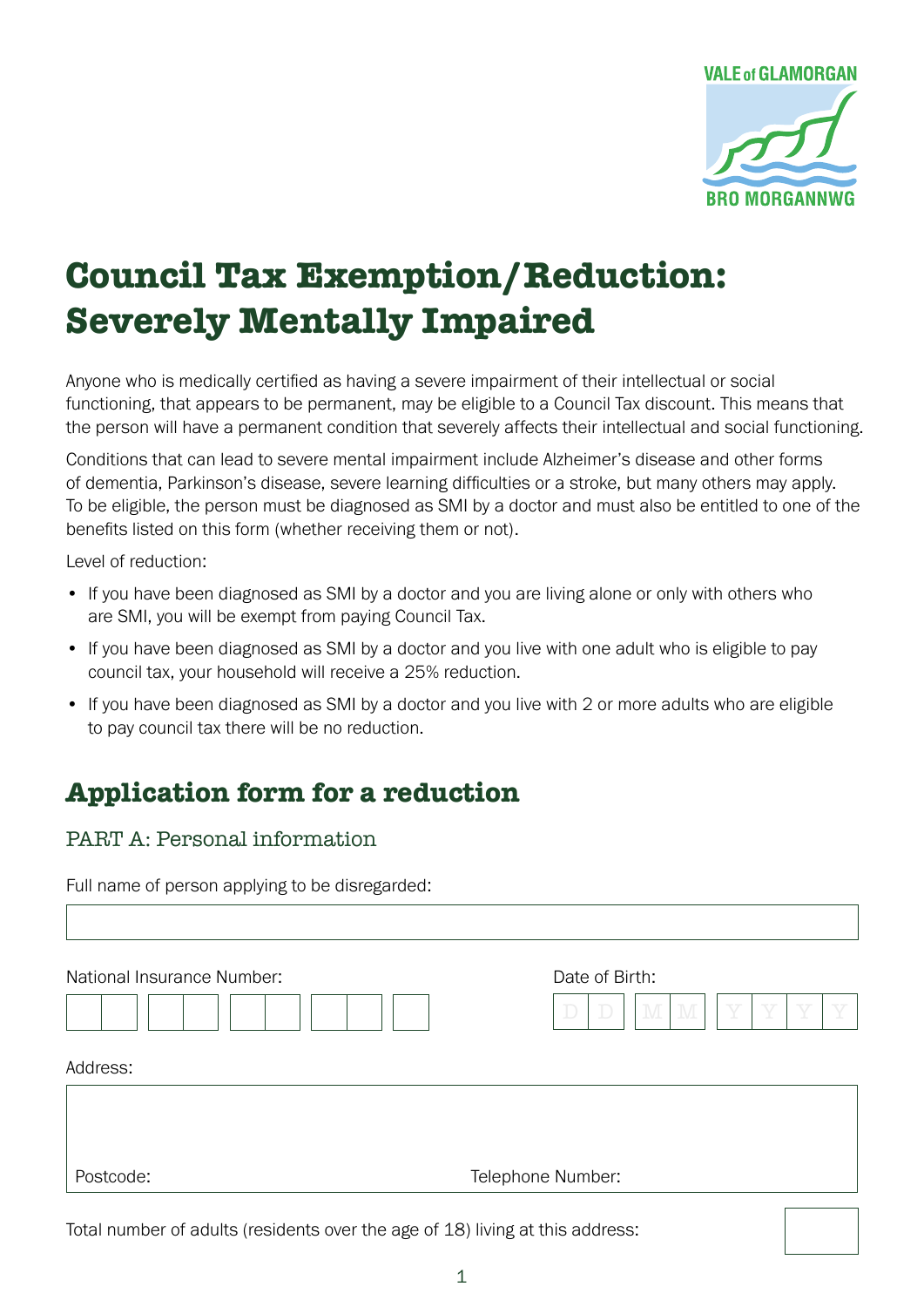# Council Tax Exemption/Reduction: Severely Mentally Impaired

Anyone who is medically certified as having a severe impairment of their intellectual or social functioning, that appears to be permanent, may be eligible to a Council Tax discount. This means that the person will have a permanent condition that severely affects their intellectual and social functioning.

Conditions that can lead to severe mental impairment include Alzheimer's disease and other forms of dementia, Parkinson's disease, severe learning difficulties or a stroke, but many others may apply. To be eligible, the person must be diagnosed as SMI by a doctor and must also be entitled to one of the benefits listed on this form (whether receiving them or not).

Level of reduction:

- If you have been diagnosed as SMI by a doctor and you are living alone or only with others who are SMI, you will be exempt from paying Council Tax.
- If you have been diagnosed as SMI by a doctor and you live with one adult who is eligible to pay council tax, your household will receive a 25% reduction.
- If you have been diagnosed as SMI by a doctor and you live with 2 or more adults who are eligible to pay council tax there will be no reduction.

## Application form for a reduction

### PART A: Personal information

Full name of person applying to be disregarded:

National Insurance Number:

Date of Birth: D D M M Y Y Y Y

Address:

Postcode:

Telephone Number:

Total number of adults (residents over the age of 18) living at this address: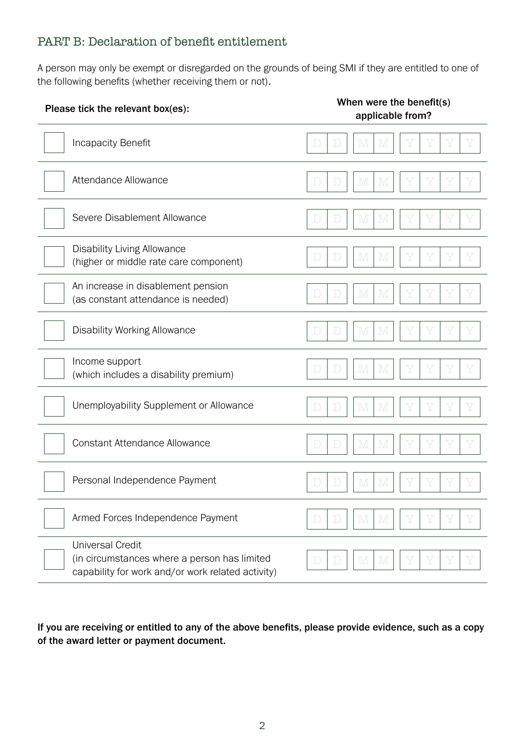## PART B: Declaration of benefit entitlement

A person may only be exempt or disregarded on the grounds of being SMI if they are entitled to one of the following benefits (whether receiving them or not).

| Please tick the relevant box(es): | | When were the benefit(s) applicable from? |
|---|---|---|
| ☐ | Incapacity Benefit | DD MM YYYY |
| ☐ | Attendance Allowance | DD MM YYYY |
| ☐ | Severe Disablement Allowance | DD MM YYYY |
| ☐ | Disability Living Allowance (higher or middle rate care component) | DD MM YYYY |
| ☐ | An increase in disablement pension (as constant attendance is needed) | DD MM YYYY |
| ☐ | Disability Working Allowance | DD MM YYYY |
| ☐ | Income support (which includes a disability premium) | DD MM YYYY |
| ☐ | Unemployability Supplement or Allowance | DD MM YYYY |
| ☐ | Constant Attendance Allowance | DD MM YYYY |
| ☐ | Personal Independence Payment | DD MM YYYY |
| ☐ | Armed Forces Independence Payment | DD MM YYYY |
| ☐ | Universal Credit (in circumstances where a person has limited capability for work and/or work related activity) | DD MM YYYY |

**If you are receiving or entitled to any of the above benefits, please provide evidence, such as a copy of the award letter or payment document.**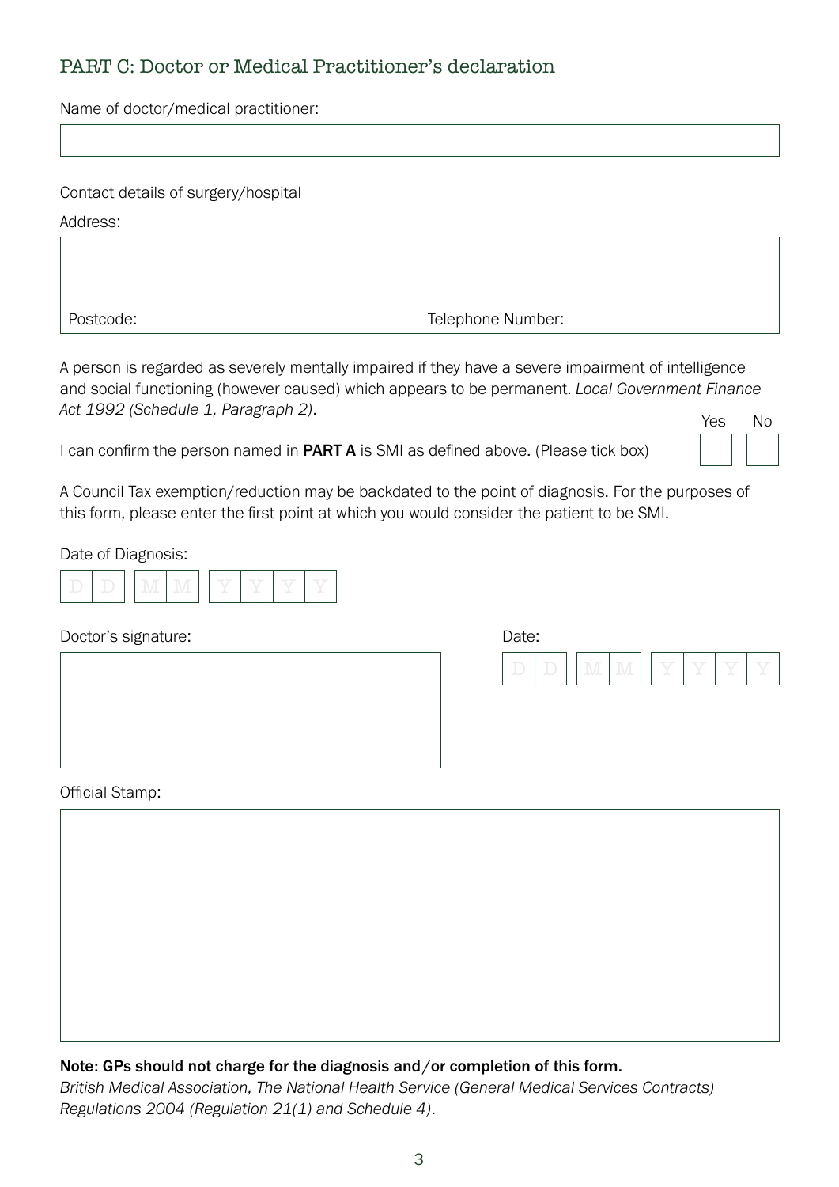## PART C: Doctor or Medical Practitioner's declaration

Name of doctor/medical practitioner:

Contact details of surgery/hospital

Address:

Postcode: Telephone Number:

A person is regarded as severely mentally impaired if they have a severe impairment of intelligence and social functioning (however caused) which appears to be permanent. *Local Government Finance Act 1992 (Schedule 1, Paragraph 2)*.

I can confirm the person named in **PART A** is SMI as defined above. (Please tick box) Yes ☐ No ☐

A Council Tax exemption/reduction may be backdated to the point of diagnosis. For the purposes of this form, please enter the first point at which you would consider the patient to be SMI.

Date of Diagnosis: DD MM YYYY

Doctor's signature:

Date: DD MM YYYY

Official Stamp:

**Note: GPs should not charge for the diagnosis and/or completion of this form.**
*British Medical Association, The National Health Service (General Medical Services Contracts) Regulations 2004 (Regulation 21(1) and Schedule 4)*.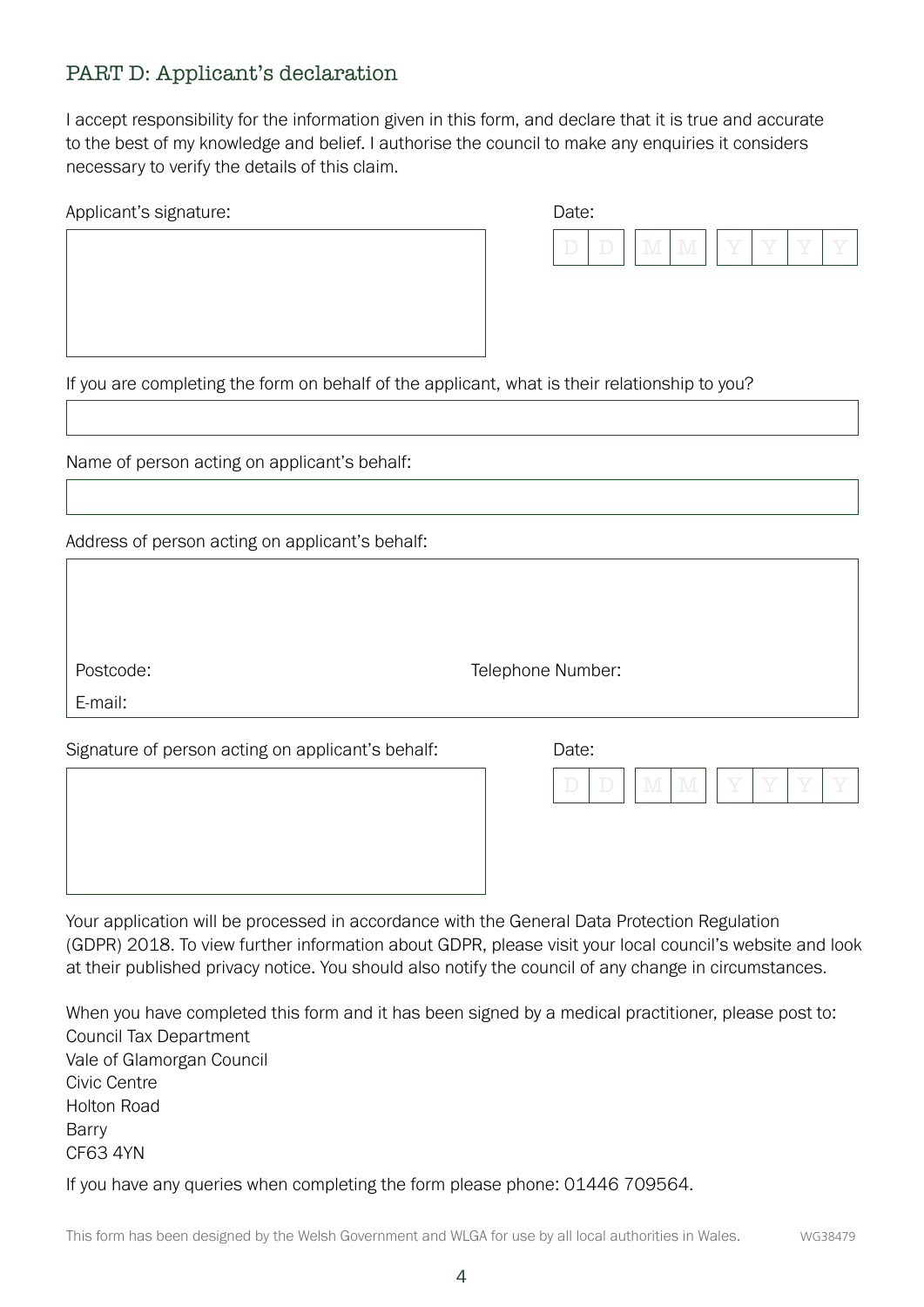## PART D: Applicant's declaration

I accept responsibility for the information given in this form, and declare that it is true and accurate to the best of my knowledge and belief. I authorise the council to make any enquiries it considers necessary to verify the details of this claim.

Applicant's signature:

Date: D D / M M / Y Y Y Y

If you are completing the form on behalf of the applicant, what is their relationship to you?

Name of person acting on applicant's behalf:

Address of person acting on applicant's behalf:

Postcode:

Telephone Number:

E-mail:

Signature of person acting on applicant's behalf:

Date: D D / M M / Y Y Y Y

Your application will be processed in accordance with the General Data Protection Regulation (GDPR) 2018. To view further information about GDPR, please visit your local council's website and look at their published privacy notice. You should also notify the council of any change in circumstances.

When you have completed this form and it has been signed by a medical practitioner, please post to:
Council Tax Department
Vale of Glamorgan Council
Civic Centre
Holton Road
Barry
CF63 4YN

If you have any queries when completing the form please phone: 01446 709564.

This form has been designed by the Welsh Government and WLGA for use by all local authorities in Wales. WG38479